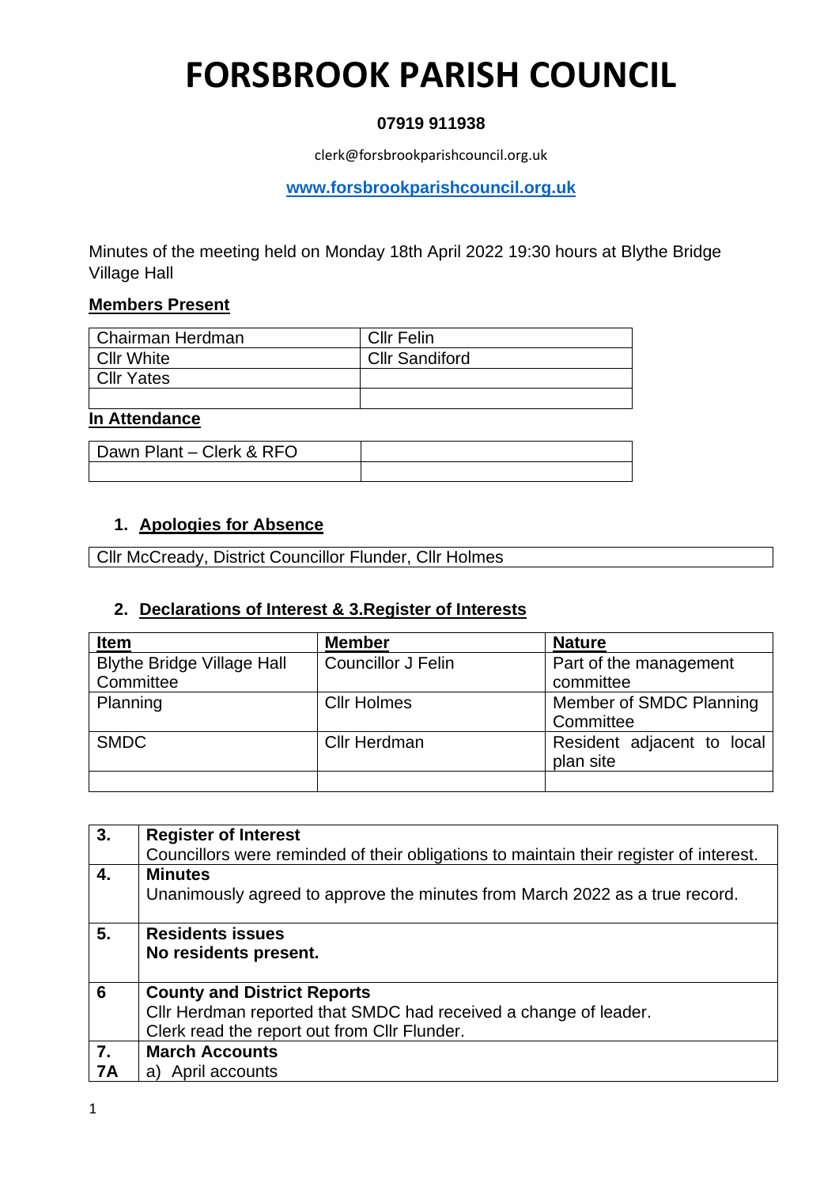# FORSBROOK PARISH COUNCIL

**07919 911938**

clerk@forsbrookparishcouncil.org.uk

**www.forsbrookparishcouncil.org.uk**

Minutes of the meeting held on Monday 18th April 2022 19:30 hours at Blythe Bridge Village Hall

**Members Present**

| | |
|---|---|
| Chairman Herdman | Cllr Felin |
| Cllr White | Cllr Sandiford |
| Cllr Yates | |
| | |

**In Attendance**

| | |
|---|---|
| Dawn Plant – Clerk & RFO | |
| | |

## 1. Apologies for Absence

| |
|---|
| Cllr McCready, District Councillor Flunder, Cllr Holmes |

## 2. Declarations of Interest & 3.Register of Interests

| Item | Member | Nature |
|---|---|---|
| Blythe Bridge Village Hall Committee | Councillor J Felin | Part of the management committee |
| Planning | Cllr Holmes | Member of SMDC Planning Committee |
| SMDC | Cllr Herdman | Resident adjacent to local plan site |
| | | |

| | |
|---|---|
| **3.** | **Register of Interest**<br>Councillors were reminded of their obligations to maintain their register of interest. |
| **4.** | **Minutes**<br>Unanimously agreed to approve the minutes from March 2022 as a true record. |
| **5.** | **Residents issues**<br>**No residents present.** |
| **6** | **County and District Reports**<br>Cllr Herdman reported that SMDC had received a change of leader.<br>Clerk read the report out from Cllr Flunder. |
| **7.**<br>**7A** | **March Accounts**<br>a) April accounts |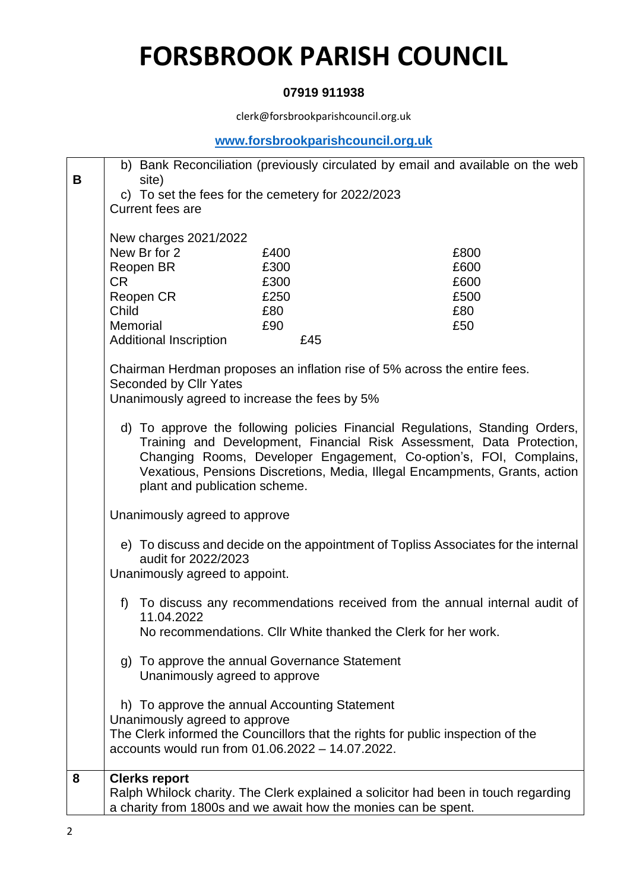# FORSBROOK PARISH COUNCIL

**07919 911938**

clerk@forsbrookparishcouncil.org.uk

**www.forsbrookparishcouncil.org.uk**

| | |
|---|---|
| **B** | b) Bank Reconciliation (previously circulated by email and available on the web site)<br>c) To set the fees for the cemetery for 2022/2023<br>Current fees are<br><br>New charges 2021/2022<br>New Br for 2 £400 £800<br>Reopen BR £300 £600<br>CR £300 £600<br>Reopen CR £250 £500<br>Child £80 £80<br>Memorial £90 £50<br>Additional Inscription £45<br><br>Chairman Herdman proposes an inflation rise of 5% across the entire fees.<br>Seconded by Cllr Yates<br>Unanimously agreed to increase the fees by 5%<br><br>d) To approve the following policies Financial Regulations, Standing Orders, Training and Development, Financial Risk Assessment, Data Protection, Changing Rooms, Developer Engagement, Co-option's, FOI, Complains, Vexatious, Pensions Discretions, Media, Illegal Encampments, Grants, action plant and publication scheme.<br><br>Unanimously agreed to approve<br><br>e) To discuss and decide on the appointment of Topliss Associates for the internal audit for 2022/2023<br>Unanimously agreed to appoint.<br><br>f) To discuss any recommendations received from the annual internal audit of 11.04.2022<br>No recommendations. Cllr White thanked the Clerk for her work.<br><br>g) To approve the annual Governance Statement<br>Unanimously agreed to approve<br><br>h) To approve the annual Accounting Statement<br>Unanimously agreed to approve<br>The Clerk informed the Councillors that the rights for public inspection of the accounts would run from 01.06.2022 – 14.07.2022. |
| **8** | **Clerks report**<br>Ralph Whilock charity. The Clerk explained a solicitor had been in touch regarding a charity from 1800s and we await how the monies can be spent. |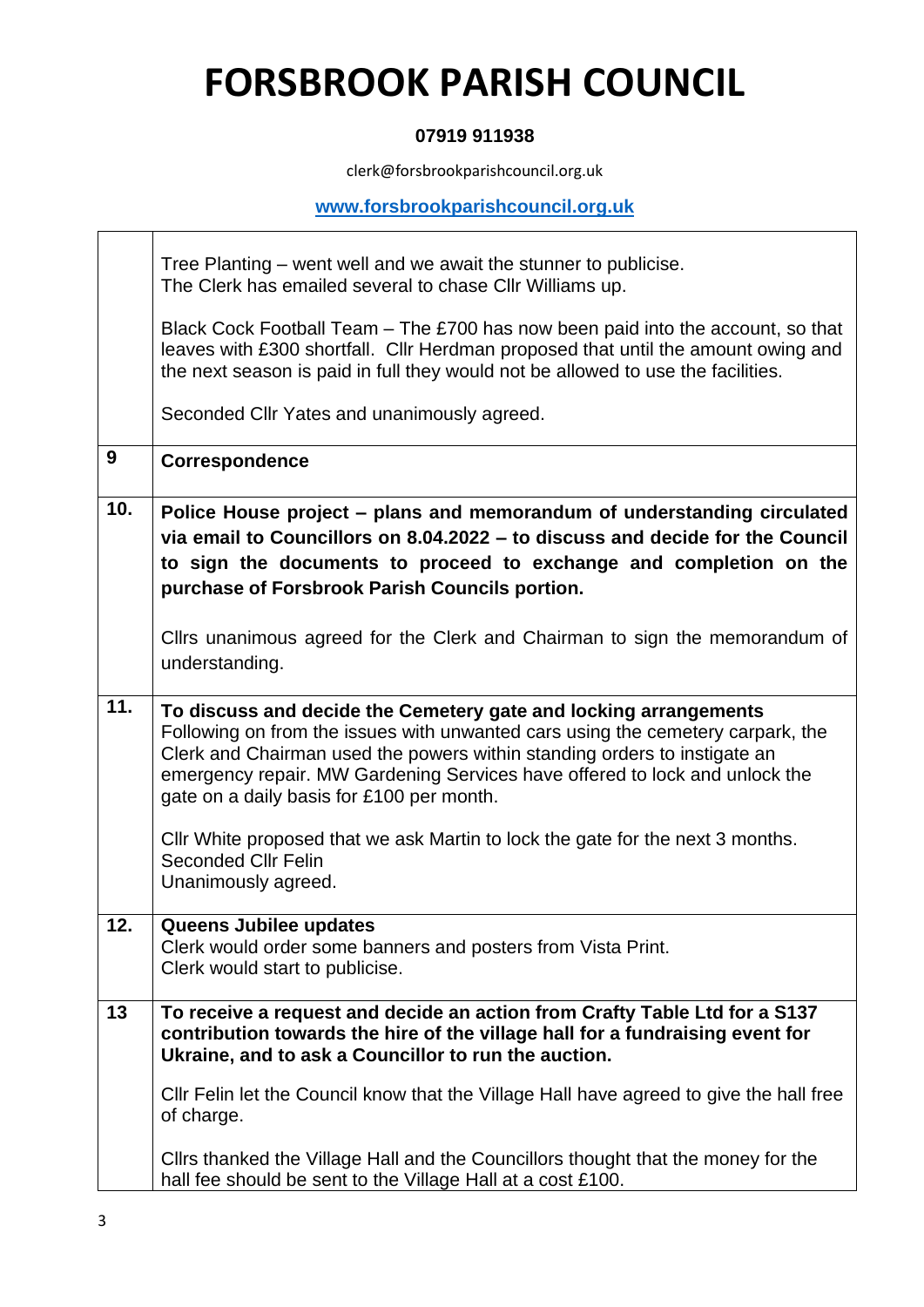# FORSBROOK PARISH COUNCIL

**07919 911938**

clerk@forsbrookparishcouncil.org.uk

**www.forsbrookparishcouncil.org.uk**

| | |
|---|---|
| | Tree Planting – went well and we await the stunner to publicise.<br>The Clerk has emailed several to chase Cllr Williams up.<br><br>Black Cock Football Team – The £700 has now been paid into the account, so that leaves with £300 shortfall. Cllr Herdman proposed that until the amount owing and the next season is paid in full they would not be allowed to use the facilities.<br><br>Seconded Cllr Yates and unanimously agreed. |
| **9** | **Correspondence** |
| **10.** | **Police House project – plans and memorandum of understanding circulated via email to Councillors on 8.04.2022 – to discuss and decide for the Council to sign the documents to proceed to exchange and completion on the purchase of Forsbrook Parish Councils portion.**<br><br>Cllrs unanimous agreed for the Clerk and Chairman to sign the memorandum of understanding. |
| **11.** | **To discuss and decide the Cemetery gate and locking arrangements**<br>Following on from the issues with unwanted cars using the cemetery carpark, the Clerk and Chairman used the powers within standing orders to instigate an emergency repair. MW Gardening Services have offered to lock and unlock the gate on a daily basis for £100 per month.<br><br>Cllr White proposed that we ask Martin to lock the gate for the next 3 months.<br>Seconded Cllr Felin<br>Unanimously agreed. |
| **12.** | **Queens Jubilee updates**<br>Clerk would order some banners and posters from Vista Print.<br>Clerk would start to publicise. |
| **13** | **To receive a request and decide an action from Crafty Table Ltd for a S137 contribution towards the hire of the village hall for a fundraising event for Ukraine, and to ask a Councillor to run the auction.**<br><br>Cllr Felin let the Council know that the Village Hall have agreed to give the hall free of charge.<br><br>Cllrs thanked the Village Hall and the Councillors thought that the money for the hall fee should be sent to the Village Hall at a cost £100. |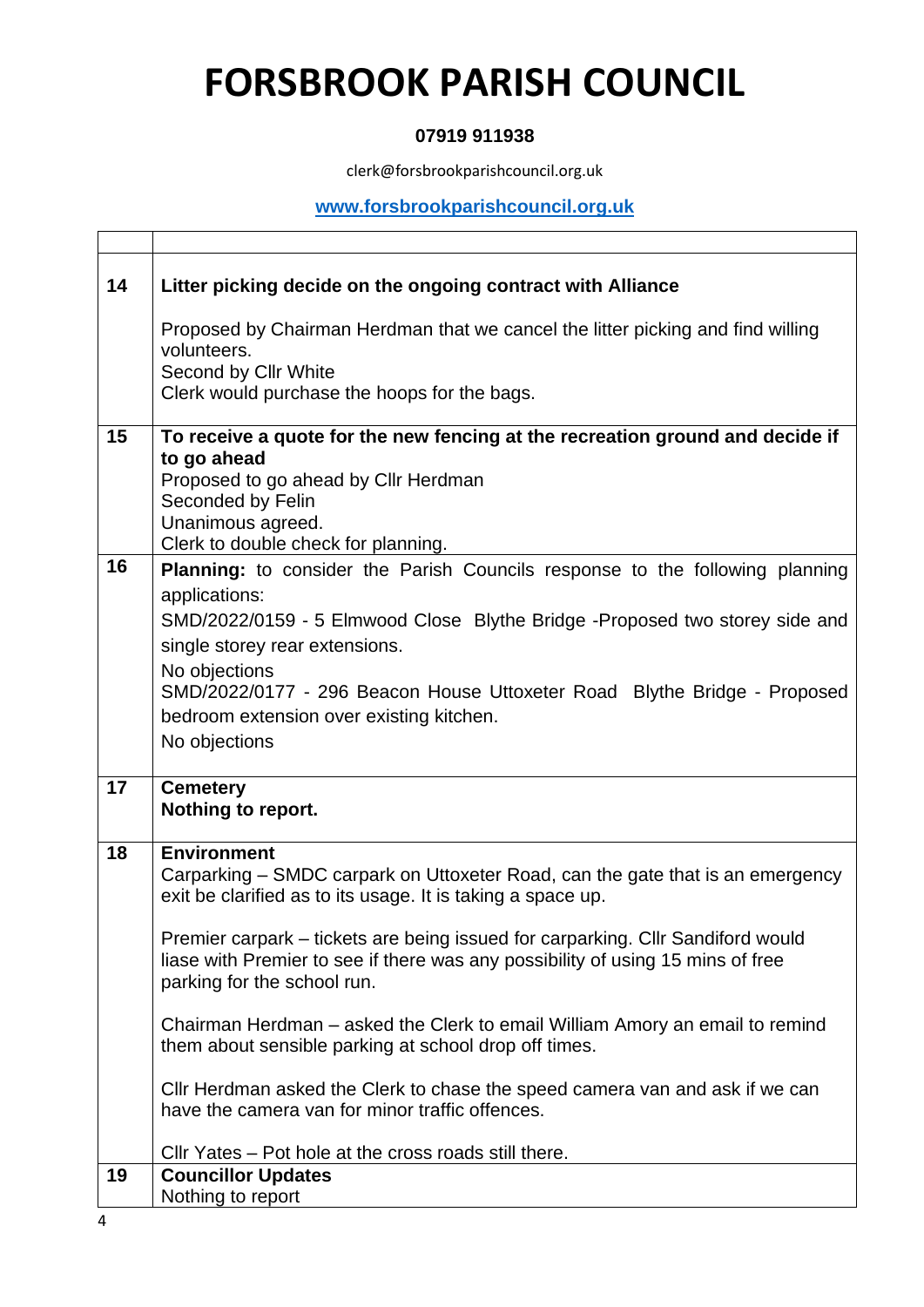# FORSBROOK PARISH COUNCIL

**07919 911938**

clerk@forsbrookparishcouncil.org.uk

**www.forsbrookparishcouncil.org.uk**

| | |
|---|---|
| **14** | **Litter picking decide on the ongoing contract with Alliance**<br><br>Proposed by Chairman Herdman that we cancel the litter picking and find willing volunteers.<br>Second by Cllr White<br>Clerk would purchase the hoops for the bags. |
| **15** | **To receive a quote for the new fencing at the recreation ground and decide if to go ahead**<br>Proposed to go ahead by Cllr Herdman<br>Seconded by Felin<br>Unanimous agreed.<br>Clerk to double check for planning. |
| **16** | **Planning:** to consider the Parish Councils response to the following planning applications:<br>SMD/2022/0159 - 5 Elmwood Close Blythe Bridge -Proposed two storey side and single storey rear extensions.<br>No objections<br>SMD/2022/0177 - 296 Beacon House Uttoxeter Road Blythe Bridge - Proposed bedroom extension over existing kitchen.<br>No objections |
| **17** | **Cemetery**<br>**Nothing to report.** |
| **18** | **Environment**<br>Carparking – SMDC carpark on Uttoxeter Road, can the gate that is an emergency exit be clarified as to its usage. It is taking a space up.<br><br>Premier carpark – tickets are being issued for carparking. Cllr Sandiford would liase with Premier to see if there was any possibility of using 15 mins of free parking for the school run.<br><br>Chairman Herdman – asked the Clerk to email William Amory an email to remind them about sensible parking at school drop off times.<br><br>Cllr Herdman asked the Clerk to chase the speed camera van and ask if we can have the camera van for minor traffic offences.<br><br>Cllr Yates – Pot hole at the cross roads still there. |
| **19** | **Councillor Updates**<br>Nothing to report |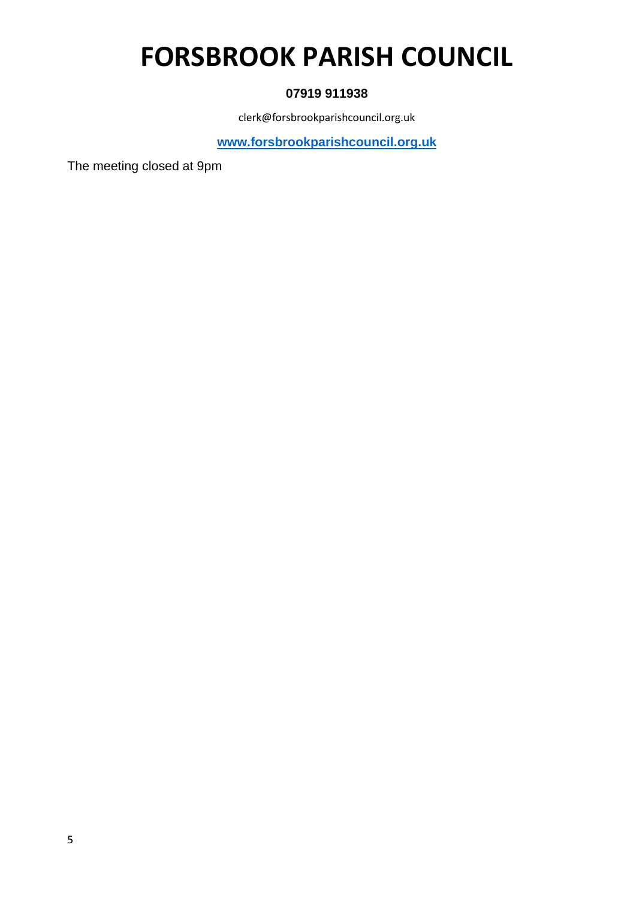# FORSBROOK PARISH COUNCIL

**07919 911938**

clerk@forsbrookparishcouncil.org.uk

**www.forsbrookparishcouncil.org.uk**

The meeting closed at 9pm